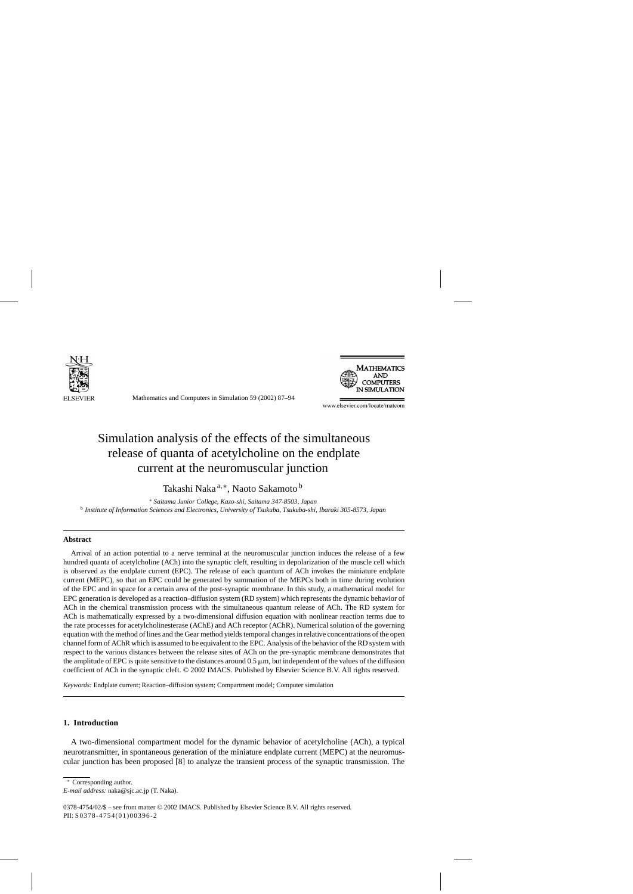# Simulation analysis of the effects of the simultaneous release of quanta of acetylcholine on the endplate current at the neuromuscular junction

Takashi Naka [a,*], Naoto Sakamoto [b]

[a] *Saitama Junior College, Kazo-shi, Saitama 347-8503, Japan*
[b] *Institute of Information Sciences and Electronics, University of Tsukuba, Tsukuba-shi, Ibaraki 305-8573, Japan*

## Abstract

Arrival of an action potential to a nerve terminal at the neuromuscular junction induces the release of a few hundred quanta of acetylcholine (ACh) into the synaptic cleft, resulting in depolarization of the muscle cell which is observed as the endplate current (EPC). The release of each quantum of ACh invokes the miniature endplate current (MEPC), so that an EPC could be generated by summation of the MEPCs both in time during evolution of the EPC and in space for a certain area of the post-synaptic membrane. In this study, a mathematical model for EPC generation is developed as a reaction–diffusion system (RD system) which represents the dynamic behavior of ACh in the chemical transmission process with the simultaneous quantum release of ACh. The RD system for ACh is mathematically expressed by a two-dimensional diffusion equation with nonlinear reaction terms due to the rate processes for acetylcholinesterase (AChE) and ACh receptor (AChR). Numerical solution of the governing equation with the method of lines and the Gear method yields temporal changes in relative concentrations of the open channel form of AChR which is assumed to be equivalent to the EPC. Analysis of the behavior of the RD system with respect to the various distances between the release sites of ACh on the pre-synaptic membrane demonstrates that the amplitude of EPC is quite sensitive to the distances around 0.5 μm, but independent of the values of the diffusion coefficient of ACh in the synaptic cleft. © 2002 IMACS. Published by Elsevier Science B.V. All rights reserved.

*Keywords:* Endplate current; Reaction–diffusion system; Compartment model; Computer simulation

## 1. Introduction

A two-dimensional compartment model for the dynamic behavior of acetylcholine (ACh), a typical neurotransmitter, in spontaneous generation of the miniature endplate current (MEPC) at the neuromuscular junction has been proposed [8] to analyze the transient process of the synaptic transmission. The

* Corresponding author.
*E-mail address:* naka@sjc.ac.jp (T. Naka).

0378-4754/02/$ – see front matter © 2002 IMACS. Published by Elsevier Science B.V. All rights reserved.
PII: S0378-4754(01)00396-2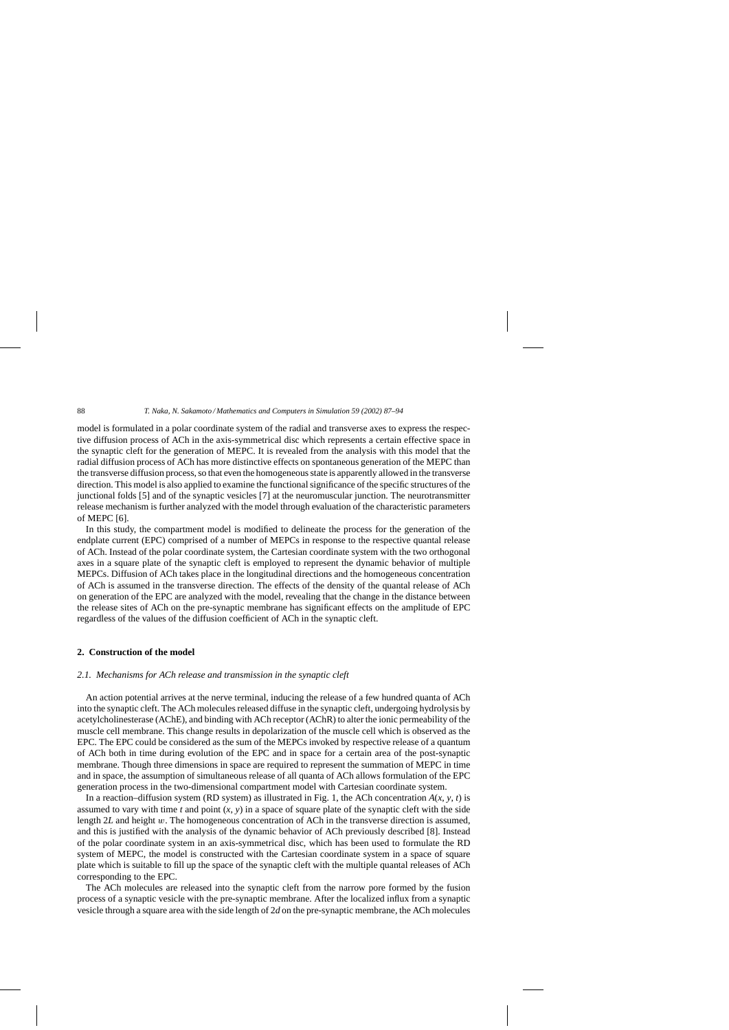model is formulated in a polar coordinate system of the radial and transverse axes to express the respective diffusion process of ACh in the axis-symmetrical disc which represents a certain effective space in the synaptic cleft for the generation of MEPC. It is revealed from the analysis with this model that the radial diffusion process of ACh has more distinctive effects on spontaneous generation of the MEPC than the transverse diffusion process, so that even the homogeneous state is apparently allowed in the transverse direction. This model is also applied to examine the functional significance of the specific structures of the junctional folds [5] and of the synaptic vesicles [7] at the neuromuscular junction. The neurotransmitter release mechanism is further analyzed with the model through evaluation of the characteristic parameters of MEPC [6].

In this study, the compartment model is modified to delineate the process for the generation of the endplate current (EPC) comprised of a number of MEPCs in response to the respective quantal release of ACh. Instead of the polar coordinate system, the Cartesian coordinate system with the two orthogonal axes in a square plate of the synaptic cleft is employed to represent the dynamic behavior of multiple MEPCs. Diffusion of ACh takes place in the longitudinal directions and the homogeneous concentration of ACh is assumed in the transverse direction. The effects of the density of the quantal release of ACh on generation of the EPC are analyzed with the model, revealing that the change in the distance between the release sites of ACh on the pre-synaptic membrane has significant effects on the amplitude of EPC regardless of the values of the diffusion coefficient of ACh in the synaptic cleft.

## 2. Construction of the model

### 2.1. Mechanisms for ACh release and transmission in the synaptic cleft

An action potential arrives at the nerve terminal, inducing the release of a few hundred quanta of ACh into the synaptic cleft. The ACh molecules released diffuse in the synaptic cleft, undergoing hydrolysis by acetylcholinesterase (AChE), and binding with ACh receptor (AChR) to alter the ionic permeability of the muscle cell membrane. This change results in depolarization of the muscle cell which is observed as the EPC. The EPC could be considered as the sum of the MEPCs invoked by respective release of a quantum of ACh both in time during evolution of the EPC and in space for a certain area of the post-synaptic membrane. Though three dimensions in space are required to represent the summation of MEPC in time and in space, the assumption of simultaneous release of all quanta of ACh allows formulation of the EPC generation process in the two-dimensional compartment model with Cartesian coordinate system.

In a reaction–diffusion system (RD system) as illustrated in Fig. 1, the ACh concentration $A(x, y, t)$ is assumed to vary with time $t$ and point $(x, y)$ in a space of square plate of the synaptic cleft with the side length $2L$ and height $w$. The homogeneous concentration of ACh in the transverse direction is assumed, and this is justified with the analysis of the dynamic behavior of ACh previously described [8]. Instead of the polar coordinate system in an axis-symmetrical disc, which has been used to formulate the RD system of MEPC, the model is constructed with the Cartesian coordinate system in a space of square plate which is suitable to fill up the space of the synaptic cleft with the multiple quantal releases of ACh corresponding to the EPC.

The ACh molecules are released into the synaptic cleft from the narrow pore formed by the fusion process of a synaptic vesicle with the pre-synaptic membrane. After the localized influx from a synaptic vesicle through a square area with the side length of $2d$ on the pre-synaptic membrane, the ACh molecules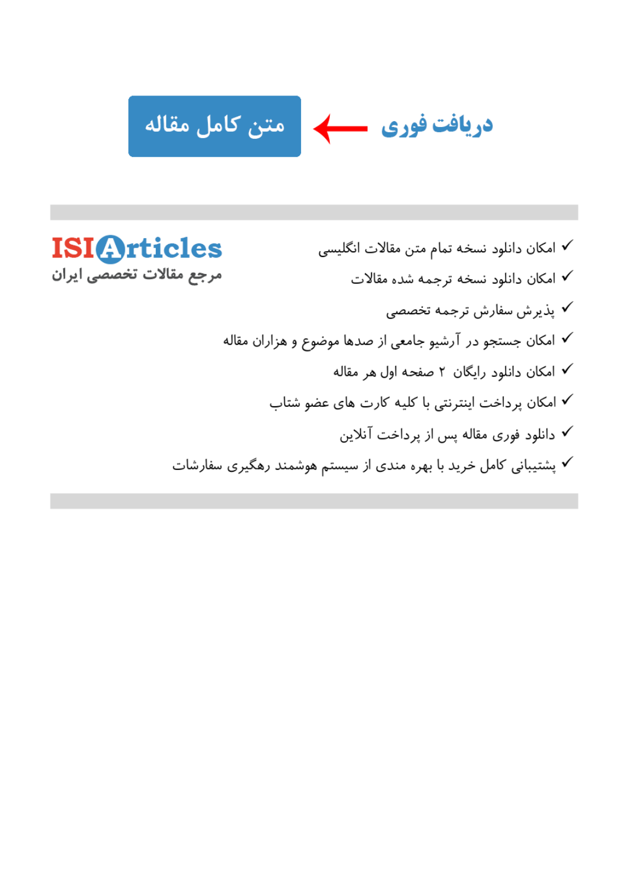دریافت فوری ← **متن کامل مقاله**

**ISIArticles**
مرجع مقالات تخصصی ایران

- ✓ امکان دانلود نسخه تمام متن مقالات انگلیسی
- ✓ امکان دانلود نسخه ترجمه شده مقالات
- ✓ پذیرش سفارش ترجمه تخصصی
- ✓ امکان جستجو در آرشیو جامعی از صدها موضوع و هزاران مقاله
- ✓ امکان دانلود رایگان ۲ صفحه اول هر مقاله
- ✓ امکان پرداخت اینترنتی با کلیه کارت های عضو شتاب
- ✓ دانلود فوری مقاله پس از پرداخت آنلاین
- ✓ پشتیبانی کامل خرید با بهره مندی از سیستم هوشمند رهگیری سفارشات